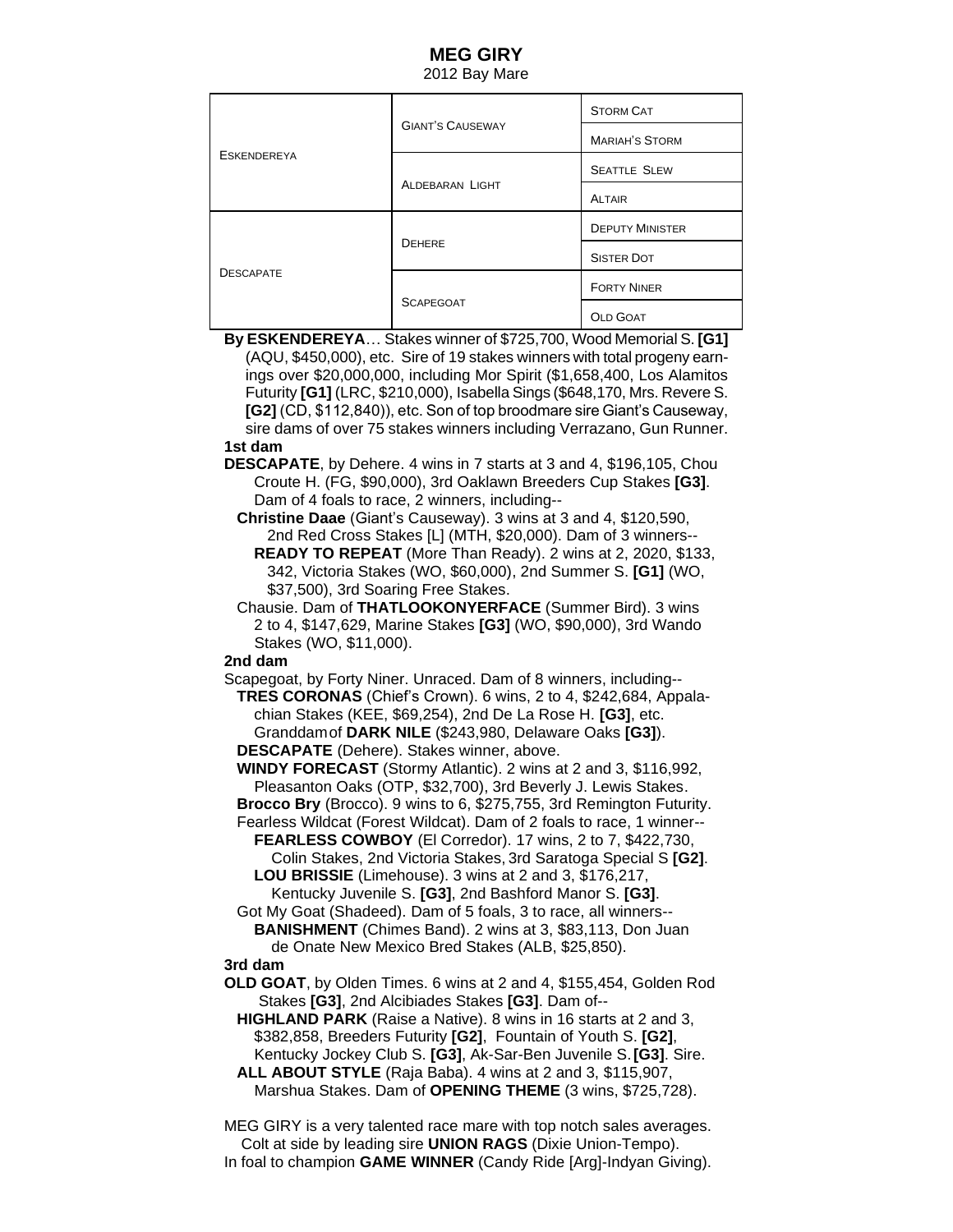# MEG GIRY

2012 Bay Mare

| | | |
|---|---|---|
| ESKENDEREYA | GIANT'S CAUSEWAY | STORM CAT |
| | | MARIAH'S STORM |
| | ALDEBARAN LIGHT | SEATTLE SLEW |
| | | ALTAIR |
| DESCAPATE | DEHERE | DEPUTY MINISTER |
| | | SISTER DOT |
| | SCAPEGOAT | FORTY NINER |
| | | OLD GOAT |

**By ESKENDEREYA**… Stakes winner of $725,700, Wood Memorial S. **[G1]** (AQU, $450,000), etc. Sire of 19 stakes winners with total progeny earnings over $20,000,000, including Mor Spirit ($1,658,400, Los Alamitos Futurity **[G1]** (LRC, $210,000), Isabella Sings ($648,170, Mrs. Revere S. **[G2]** (CD, $112,840)), etc. Son of top broodmare sire Giant's Causeway, sire dams of over 75 stakes winners including Verrazano, Gun Runner.

**1st dam**

**DESCAPATE**, by Dehere. 4 wins in 7 starts at 3 and 4, $196,105, Chou Croute H. (FG, $90,000), 3rd Oaklawn Breeders Cup Stakes **[G3]**. Dam of 4 foals to race, 2 winners, including--

**Christine Daae** (Giant's Causeway). 3 wins at 3 and 4, $120,590, 2nd Red Cross Stakes [L] (MTH, $20,000). Dam of 3 winners--

**READY TO REPEAT** (More Than Ready). 2 wins at 2, 2020, $133, 342, Victoria Stakes (WO, $60,000), 2nd Summer S. **[G1]** (WO, $37,500), 3rd Soaring Free Stakes.

Chausie. Dam of **THATLOOKONYERFACE** (Summer Bird). 3 wins 2 to 4, $147,629, Marine Stakes **[G3]** (WO, $90,000), 3rd Wando Stakes (WO, $11,000).

**2nd dam**

Scapegoat, by Forty Niner. Unraced. Dam of 8 winners, including--

**TRES CORONAS** (Chief's Crown). 6 wins, 2 to 4, $242,684, Appalachian Stakes (KEE, $69,254), 2nd De La Rose H. **[G3]**, etc. Granddam of **DARK NILE** ($243,980, Delaware Oaks **[G3]**).

**DESCAPATE** (Dehere). Stakes winner, above.

**WINDY FORECAST** (Stormy Atlantic). 2 wins at 2 and 3, $116,992, Pleasanton Oaks (OTP, $32,700), 3rd Beverly J. Lewis Stakes.

**Brocco Bry** (Brocco). 9 wins to 6, $275,755, 3rd Remington Futurity.

Fearless Wildcat (Forest Wildcat). Dam of 2 foals to race, 1 winner--

**FEARLESS COWBOY** (El Corredor). 17 wins, 2 to 7, $422,730, Colin Stakes, 2nd Victoria Stakes, 3rd Saratoga Special S **[G2]**.

**LOU BRISSIE** (Limehouse). 3 wins at 2 and 3, $176,217, Kentucky Juvenile S. **[G3]**, 2nd Bashford Manor S. **[G3]**.

Got My Goat (Shadeed). Dam of 5 foals, 3 to race, all winners--

**BANISHMENT** (Chimes Band). 2 wins at 3, $83,113, Don Juan de Onate New Mexico Bred Stakes (ALB, $25,850).

**3rd dam**

**OLD GOAT**, by Olden Times. 6 wins at 2 and 4, $155,454, Golden Rod Stakes **[G3]**, 2nd Alcibiades Stakes **[G3]**. Dam of--

**HIGHLAND PARK** (Raise a Native). 8 wins in 16 starts at 2 and 3, $382,858, Breeders Futurity **[G2]**, Fountain of Youth S. **[G2]**, Kentucky Jockey Club S. **[G3]**, Ak-Sar-Ben Juvenile S. **[G3]**. Sire.

**ALL ABOUT STYLE** (Raja Baba). 4 wins at 2 and 3, $115,907, Marshua Stakes. Dam of **OPENING THEME** (3 wins, $725,728).

MEG GIRY is a very talented race mare with top notch sales averages.
Colt at side by leading sire **UNION RAGS** (Dixie Union-Tempo).
In foal to champion **GAME WINNER** (Candy Ride [Arg]-Indyan Giving).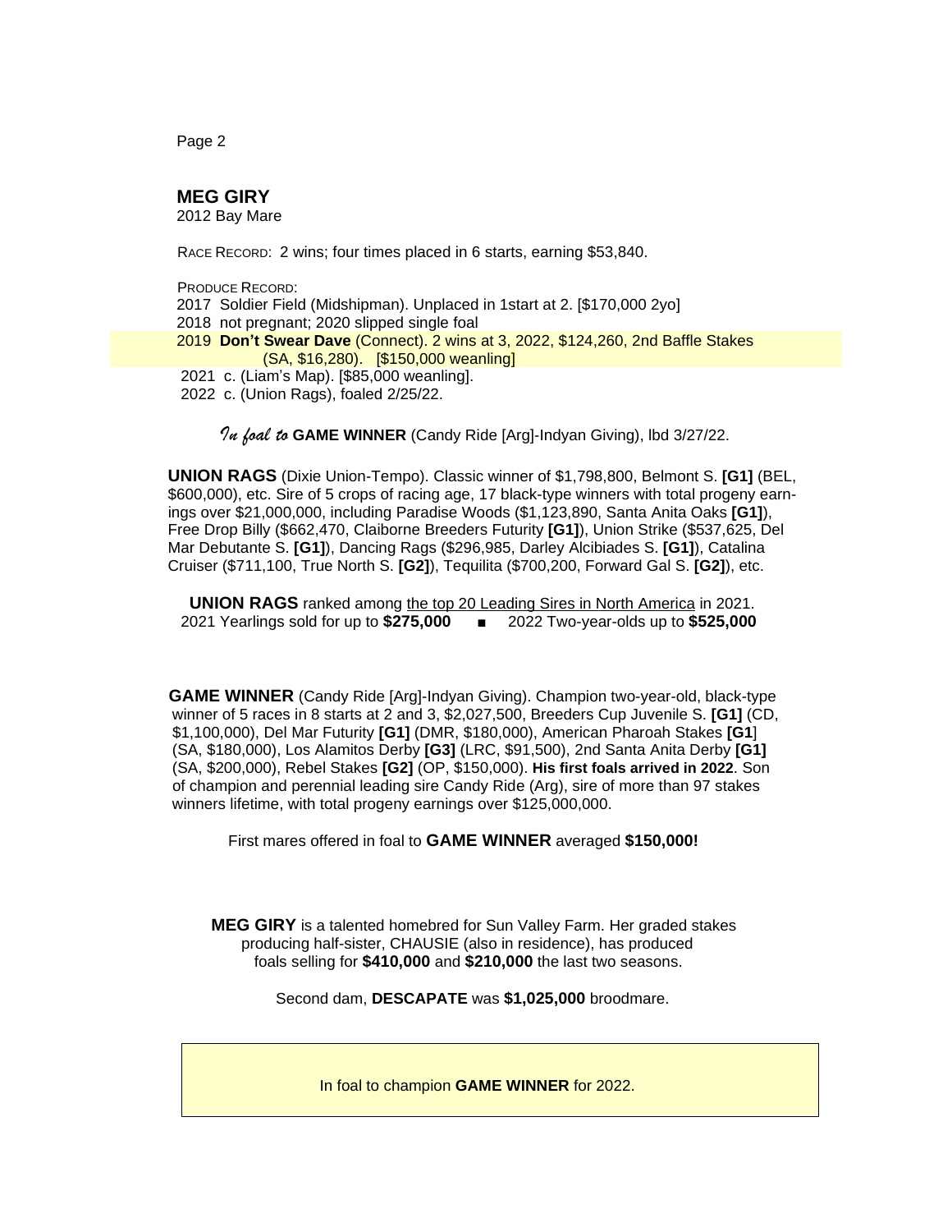## MEG GIRY

2012 Bay Mare

RACE RECORD: 2 wins; four times placed in 6 starts, earning $53,840.

PRODUCE RECORD:

2017 Soldier Field (Midshipman). Unplaced in 1start at 2. [$170,000 2yo]

2018 not pregnant; 2020 slipped single foal

2019 **Don't Swear Dave** (Connect). 2 wins at 3, 2022, $124,260, 2nd Baffle Stakes (SA, $16,280). [$150,000 weanling]

2021 c. (Liam's Map). [$85,000 weanling].

2022 c. (Union Rags), foaled 2/25/22.

*In foal to* **GAME WINNER** (Candy Ride [Arg]-Indyan Giving), lbd 3/27/22.

**UNION RAGS** (Dixie Union-Tempo). Classic winner of $1,798,800, Belmont S. **[G1]** (BEL, $600,000), etc. Sire of 5 crops of racing age, 17 black-type winners with total progeny earnings over $21,000,000, including Paradise Woods ($1,123,890, Santa Anita Oaks **[G1]**), Free Drop Billy ($662,470, Claiborne Breeders Futurity **[G1]**), Union Strike ($537,625, Del Mar Debutante S. **[G1]**), Dancing Rags ($296,985, Darley Alcibiades S. **[G1]**), Catalina Cruiser ($711,100, True North S. **[G2]**), Tequilita ($700,200, Forward Gal S. **[G2]**), etc.

**UNION RAGS** ranked among the top 20 Leading Sires in North America in 2021.
2021 Yearlings sold for up to **$275,000** ■ 2022 Two-year-olds up to **$525,000**

**GAME WINNER** (Candy Ride [Arg]-Indyan Giving). Champion two-year-old, black-type winner of 5 races in 8 starts at 2 and 3, $2,027,500, Breeders Cup Juvenile S. **[G1]** (CD, $1,100,000), Del Mar Futurity **[G1]** (DMR, $180,000), American Pharoah Stakes **[G1]** (SA, $180,000), Los Alamitos Derby **[G3]** (LRC, $91,500), 2nd Santa Anita Derby **[G1]** (SA, $200,000), Rebel Stakes **[G2]** (OP, $150,000). **His first foals arrived in 2022**. Son of champion and perennial leading sire Candy Ride (Arg), sire of more than 97 stakes winners lifetime, with total progeny earnings over $125,000,000.

First mares offered in foal to **GAME WINNER** averaged **$150,000!**

**MEG GIRY** is a talented homebred for Sun Valley Farm. Her graded stakes producing half-sister, CHAUSIE (also in residence), has produced foals selling for **$410,000** and **$210,000** the last two seasons.

Second dam, **DESCAPATE** was **$1,025,000** broodmare.

In foal to champion **GAME WINNER** for 2022.